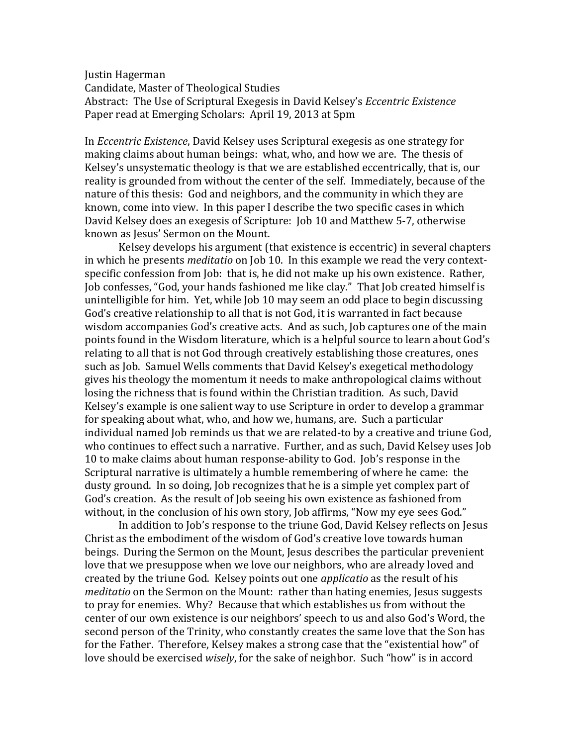Justin Hagerman
Candidate, Master of Theological Studies
Abstract: The Use of Scriptural Exegesis in David Kelsey's *Eccentric Existence*
Paper read at Emerging Scholars: April 19, 2013 at 5pm

In *Eccentric Existence*, David Kelsey uses Scriptural exegesis as one strategy for making claims about human beings: what, who, and how we are. The thesis of Kelsey's unsystematic theology is that we are established eccentrically, that is, our reality is grounded from without the center of the self. Immediately, because of the nature of this thesis: God and neighbors, and the community in which they are known, come into view. In this paper I describe the two specific cases in which David Kelsey does an exegesis of Scripture: Job 10 and Matthew 5-7, otherwise known as Jesus' Sermon on the Mount.

Kelsey develops his argument (that existence is eccentric) in several chapters in which he presents *meditatio* on Job 10. In this example we read the very context-specific confession from Job: that is, he did not make up his own existence. Rather, Job confesses, "God, your hands fashioned me like clay." That Job created himself is unintelligible for him. Yet, while Job 10 may seem an odd place to begin discussing God's creative relationship to all that is not God, it is warranted in fact because wisdom accompanies God's creative acts. And as such, Job captures one of the main points found in the Wisdom literature, which is a helpful source to learn about God's relating to all that is not God through creatively establishing those creatures, ones such as Job. Samuel Wells comments that David Kelsey's exegetical methodology gives his theology the momentum it needs to make anthropological claims without losing the richness that is found within the Christian tradition. As such, David Kelsey's example is one salient way to use Scripture in order to develop a grammar for speaking about what, who, and how we, humans, are. Such a particular individual named Job reminds us that we are related-to by a creative and triune God, who continues to effect such a narrative. Further, and as such, David Kelsey uses Job 10 to make claims about human response-ability to God. Job's response in the Scriptural narrative is ultimately a humble remembering of where he came: the dusty ground. In so doing, Job recognizes that he is a simple yet complex part of God's creation. As the result of Job seeing his own existence as fashioned from without, in the conclusion of his own story, Job affirms, "Now my eye sees God."

In addition to Job's response to the triune God, David Kelsey reflects on Jesus Christ as the embodiment of the wisdom of God's creative love towards human beings. During the Sermon on the Mount, Jesus describes the particular prevenient love that we presuppose when we love our neighbors, who are already loved and created by the triune God. Kelsey points out one *applicatio* as the result of his *meditatio* on the Sermon on the Mount: rather than hating enemies, Jesus suggests to pray for enemies. Why? Because that which establishes us from without the center of our own existence is our neighbors' speech to us and also God's Word, the second person of the Trinity, who constantly creates the same love that the Son has for the Father. Therefore, Kelsey makes a strong case that the "existential how" of love should be exercised *wisely*, for the sake of neighbor. Such "how" is in accord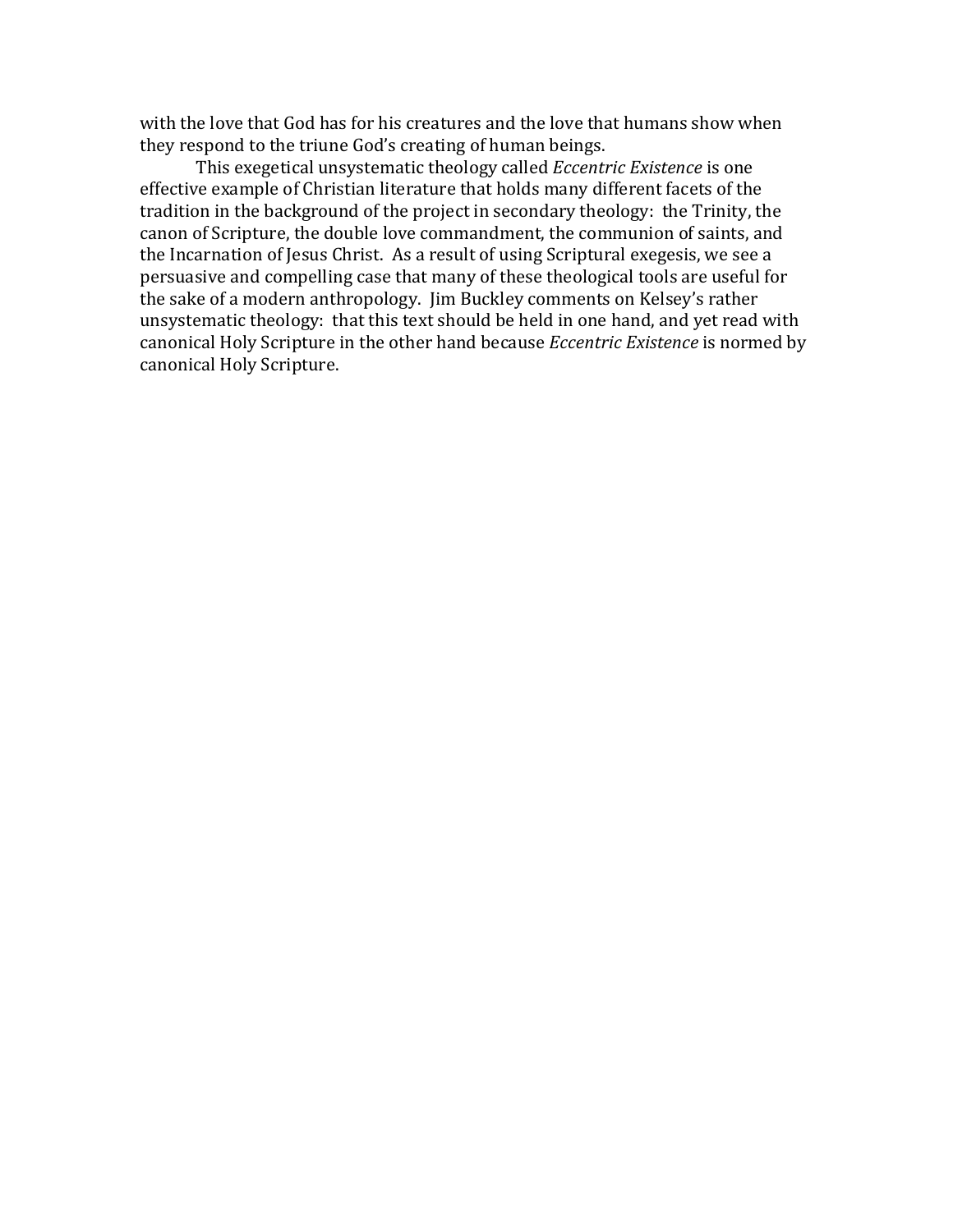with the love that God has for his creatures and the love that humans show when they respond to the triune God's creating of human beings.

This exegetical unsystematic theology called *Eccentric Existence* is one effective example of Christian literature that holds many different facets of the tradition in the background of the project in secondary theology: the Trinity, the canon of Scripture, the double love commandment, the communion of saints, and the Incarnation of Jesus Christ. As a result of using Scriptural exegesis, we see a persuasive and compelling case that many of these theological tools are useful for the sake of a modern anthropology. Jim Buckley comments on Kelsey's rather unsystematic theology: that this text should be held in one hand, and yet read with canonical Holy Scripture in the other hand because *Eccentric Existence* is normed by canonical Holy Scripture.